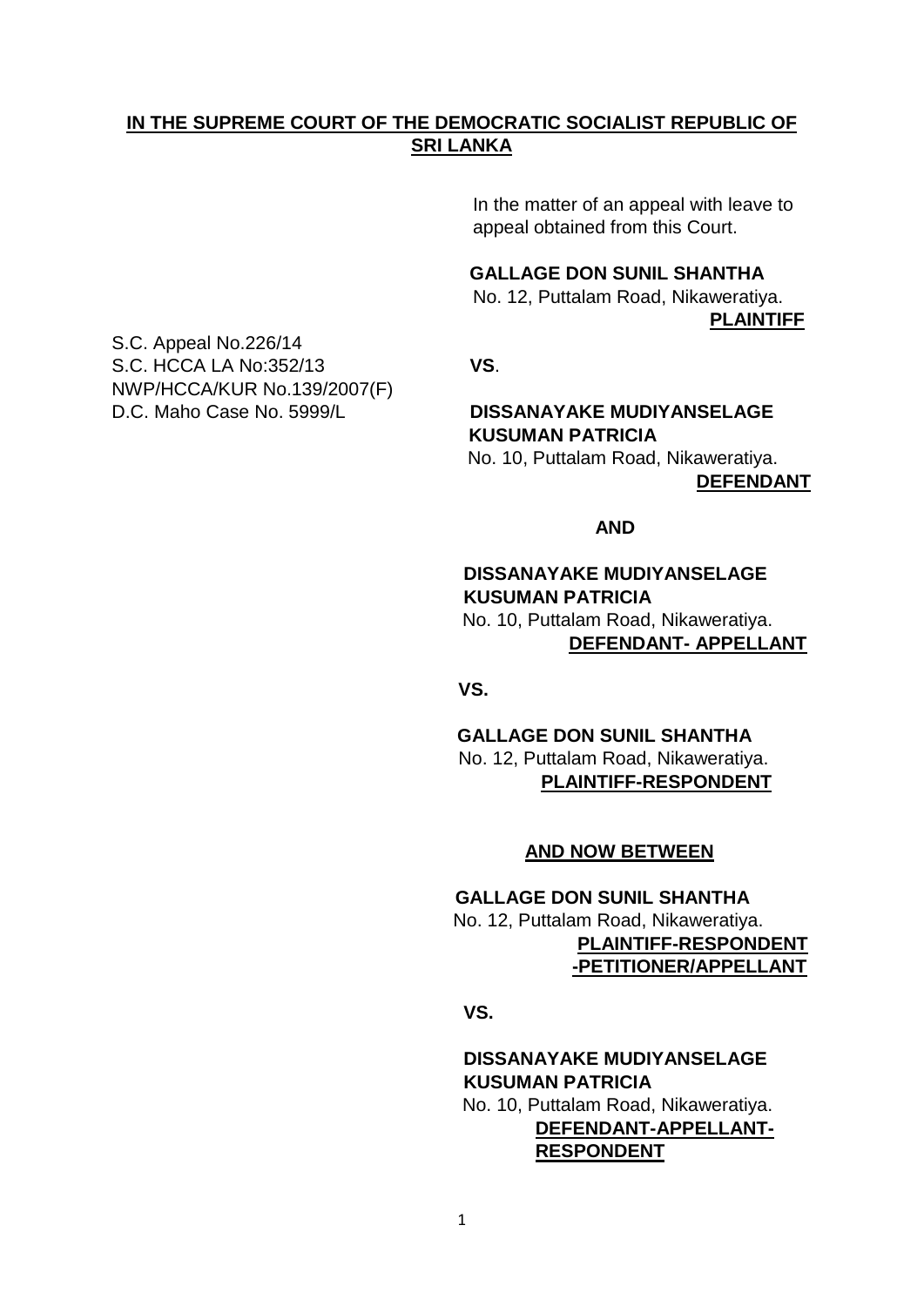**IN THE SUPREME COURT OF THE DEMOCRATIC SOCIALIST REPUBLIC OF SRI LANKA**

In the matter of an appeal with leave to appeal obtained from this Court.

**GALLAGE DON SUNIL SHANTHA**
No. 12, Puttalam Road, Nikaweratiya.
**PLAINTIFF**

S.C. Appeal No.226/14
S.C. HCCA LA No:352/13
NWP/HCCA/KUR No.139/2007(F)
D.C. Maho Case No. 5999/L

**VS**.

**DISSANAYAKE MUDIYANSELAGE KUSUMAN PATRICIA**
No. 10, Puttalam Road, Nikaweratiya.
**DEFENDANT**

**AND**

**DISSANAYAKE MUDIYANSELAGE KUSUMAN PATRICIA**
No. 10, Puttalam Road, Nikaweratiya.
**DEFENDANT- APPELLANT**

**VS.**

**GALLAGE DON SUNIL SHANTHA**
No. 12, Puttalam Road, Nikaweratiya.
**PLAINTIFF-RESPONDENT**

**AND NOW BETWEEN**

**GALLAGE DON SUNIL SHANTHA**
No. 12, Puttalam Road, Nikaweratiya.
**PLAINTIFF-RESPONDENT -PETITIONER/APPELLANT**

**VS.**

**DISSANAYAKE MUDIYANSELAGE KUSUMAN PATRICIA**
No. 10, Puttalam Road, Nikaweratiya.
**DEFENDANT-APPELLANT-RESPONDENT**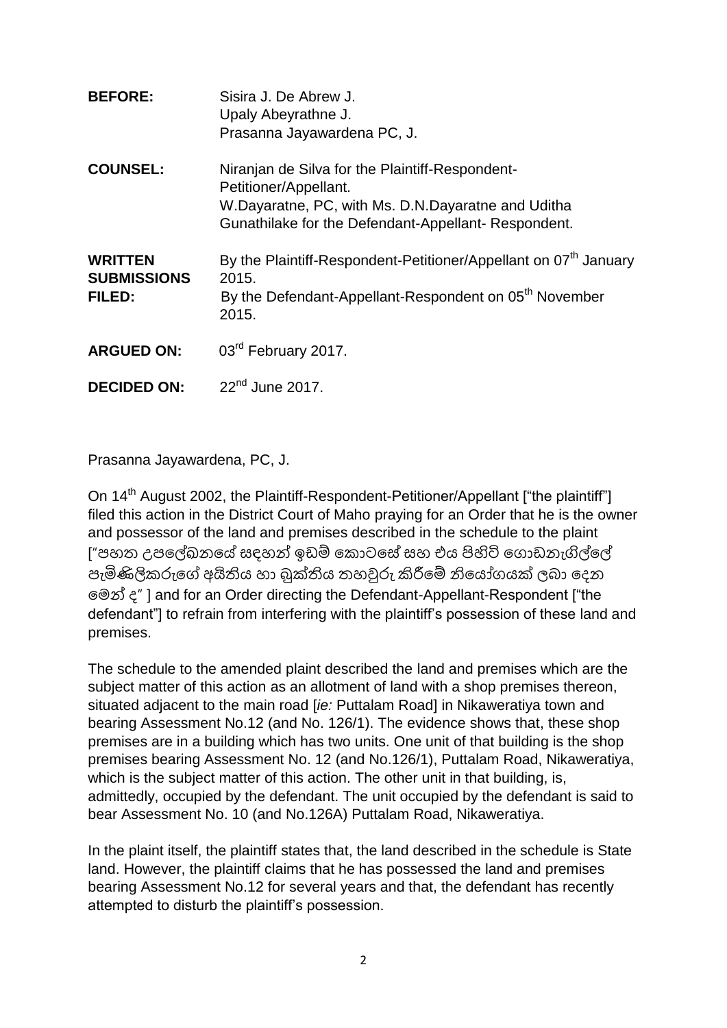| | |
|---|---|
| **BEFORE:** | Sisira J. De Abrew J.<br>Upaly Abeyrathne J.<br>Prasanna Jayawardena PC, J. |
| **COUNSEL:** | Niranjan de Silva for the Plaintiff-Respondent-Petitioner/Appellant.<br>W.Dayaratne, PC, with Ms. D.N.Dayaratne and Uditha Gunathilake for the Defendant-Appellant- Respondent. |
| **WRITTEN SUBMISSIONS FILED:** | By the Plaintiff-Respondent-Petitioner/Appellant on 07th January 2015.<br>By the Defendant-Appellant-Respondent on 05th November 2015. |
| **ARGUED ON:** | 03rd February 2017. |
| **DECIDED ON:** | 22nd June 2017. |

Prasanna Jayawardena, PC, J.

On 14th August 2002, the Plaintiff-Respondent-Petitioner/Appellant ["the plaintiff"] filed this action in the District Court of Maho praying for an Order that he is the owner and possessor of the land and premises described in the schedule to the plaint ["පහත උපලේඛනයේ සඳහන් ඉඩම් කොටසේ සහ එය පිහිටි ගොඩනැගිල්ලේ පැමිණිලිකරුගේ අයිතිය හා බුක්තිය තහවුරු කිරීමේ නියෝගයක් ලබා දෙන මෙන් ද" ] and for an Order directing the Defendant-Appellant-Respondent ["the defendant"] to refrain from interfering with the plaintiff's possession of these land and premises.

The schedule to the amended plaint described the land and premises which are the subject matter of this action as an allotment of land with a shop premises thereon, situated adjacent to the main road [*ie:* Puttalam Road] in Nikaweratiya town and bearing Assessment No.12 (and No. 126/1). The evidence shows that, these shop premises are in a building which has two units. One unit of that building is the shop premises bearing Assessment No. 12 (and No.126/1), Puttalam Road, Nikaweratiya, which is the subject matter of this action. The other unit in that building, is, admittedly, occupied by the defendant. The unit occupied by the defendant is said to bear Assessment No. 10 (and No.126A) Puttalam Road, Nikaweratiya.

In the plaint itself, the plaintiff states that, the land described in the schedule is State land. However, the plaintiff claims that he has possessed the land and premises bearing Assessment No.12 for several years and that, the defendant has recently attempted to disturb the plaintiff's possession.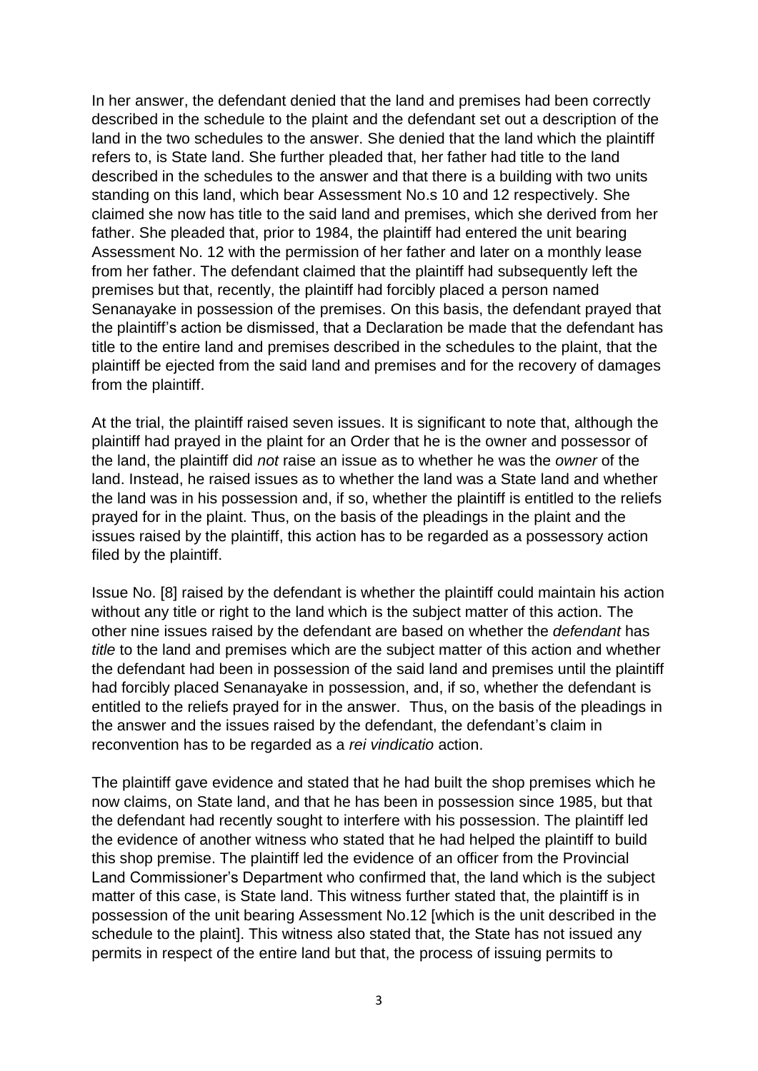In her answer, the defendant denied that the land and premises had been correctly described in the schedule to the plaint and the defendant set out a description of the land in the two schedules to the answer. She denied that the land which the plaintiff refers to, is State land. She further pleaded that, her father had title to the land described in the schedules to the answer and that there is a building with two units standing on this land, which bear Assessment No.s 10 and 12 respectively. She claimed she now has title to the said land and premises, which she derived from her father. She pleaded that, prior to 1984, the plaintiff had entered the unit bearing Assessment No. 12 with the permission of her father and later on a monthly lease from her father. The defendant claimed that the plaintiff had subsequently left the premises but that, recently, the plaintiff had forcibly placed a person named Senanayake in possession of the premises. On this basis, the defendant prayed that the plaintiff's action be dismissed, that a Declaration be made that the defendant has title to the entire land and premises described in the schedules to the plaint, that the plaintiff be ejected from the said land and premises and for the recovery of damages from the plaintiff.

At the trial, the plaintiff raised seven issues. It is significant to note that, although the plaintiff had prayed in the plaint for an Order that he is the owner and possessor of the land, the plaintiff did *not* raise an issue as to whether he was the *owner* of the land. Instead, he raised issues as to whether the land was a State land and whether the land was in his possession and, if so, whether the plaintiff is entitled to the reliefs prayed for in the plaint. Thus, on the basis of the pleadings in the plaint and the issues raised by the plaintiff, this action has to be regarded as a possessory action filed by the plaintiff.

Issue No. [8] raised by the defendant is whether the plaintiff could maintain his action without any title or right to the land which is the subject matter of this action. The other nine issues raised by the defendant are based on whether the *defendant* has *title* to the land and premises which are the subject matter of this action and whether the defendant had been in possession of the said land and premises until the plaintiff had forcibly placed Senanayake in possession, and, if so, whether the defendant is entitled to the reliefs prayed for in the answer. Thus, on the basis of the pleadings in the answer and the issues raised by the defendant, the defendant's claim in reconvention has to be regarded as a *rei vindicatio* action.

The plaintiff gave evidence and stated that he had built the shop premises which he now claims, on State land, and that he has been in possession since 1985, but that the defendant had recently sought to interfere with his possession. The plaintiff led the evidence of another witness who stated that he had helped the plaintiff to build this shop premise. The plaintiff led the evidence of an officer from the Provincial Land Commissioner's Department who confirmed that, the land which is the subject matter of this case, is State land. This witness further stated that, the plaintiff is in possession of the unit bearing Assessment No.12 [which is the unit described in the schedule to the plaint]. This witness also stated that, the State has not issued any permits in respect of the entire land but that, the process of issuing permits to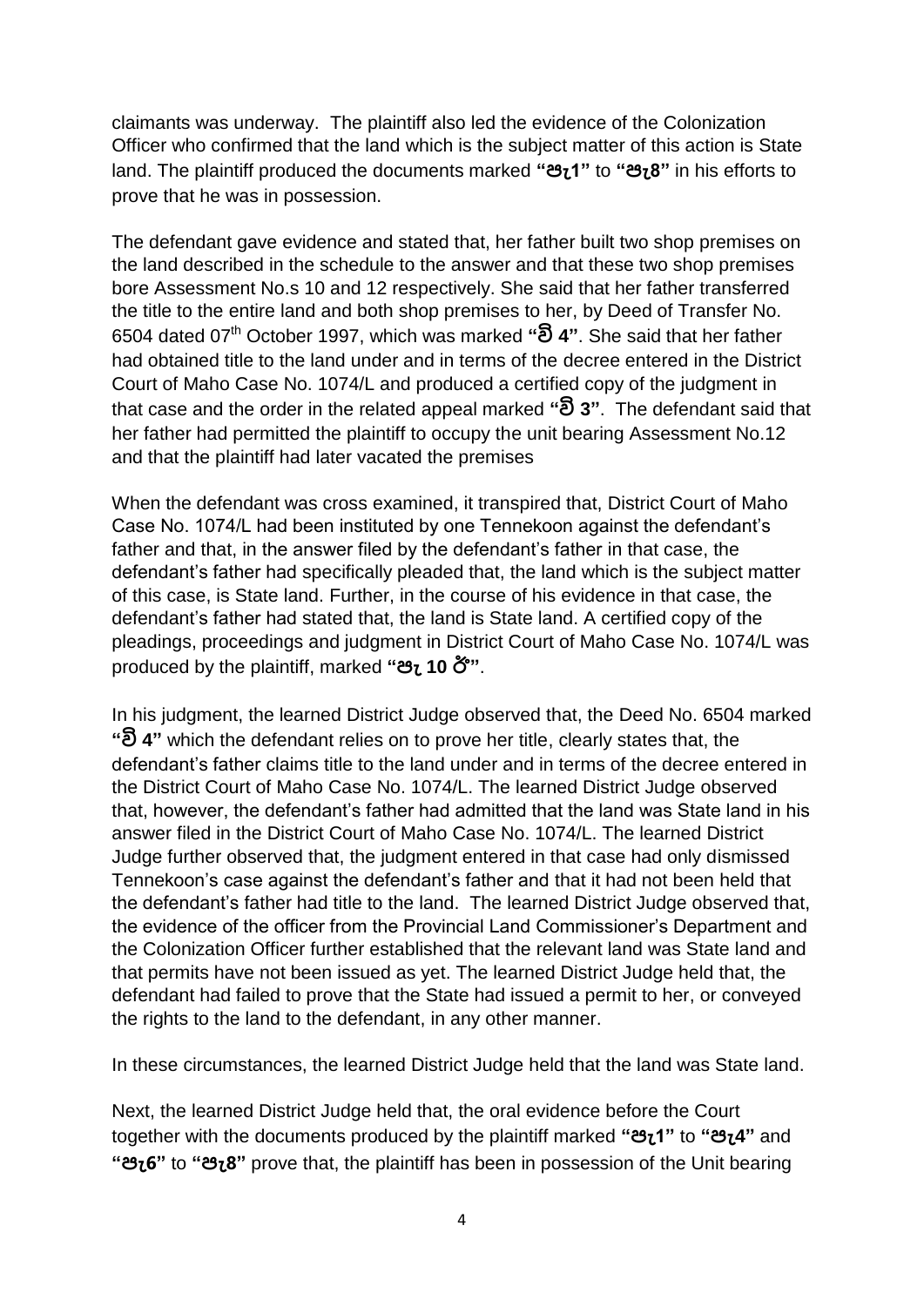claimants was underway. The plaintiff also led the evidence of the Colonization Officer who confirmed that the land which is the subject matter of this action is State land. The plaintiff produced the documents marked **"පැ1"** to **"පැ8"** in his efforts to prove that he was in possession.

The defendant gave evidence and stated that, her father built two shop premises on the land described in the schedule to the answer and that these two shop premises bore Assessment No.s 10 and 12 respectively. She said that her father transferred the title to the entire land and both shop premises to her, by Deed of Transfer No. 6504 dated 07th October 1997, which was marked **"වි 4"**. She said that her father had obtained title to the land under and in terms of the decree entered in the District Court of Maho Case No. 1074/L and produced a certified copy of the judgment in that case and the order in the related appeal marked **"වි 3"**. The defendant said that her father had permitted the plaintiff to occupy the unit bearing Assessment No.12 and that the plaintiff had later vacated the premises

When the defendant was cross examined, it transpired that, District Court of Maho Case No. 1074/L had been instituted by one Tennekoon against the defendant's father and that, in the answer filed by the defendant's father in that case, the defendant's father had specifically pleaded that, the land which is the subject matter of this case, is State land. Further, in the course of his evidence in that case, the defendant's father had stated that, the land is State land. A certified copy of the pleadings, proceedings and judgment in District Court of Maho Case No. 1074/L was produced by the plaintiff, marked **"පැ 10 ඊ"**.

In his judgment, the learned District Judge observed that, the Deed No. 6504 marked **"වි 4"** which the defendant relies on to prove her title, clearly states that, the defendant's father claims title to the land under and in terms of the decree entered in the District Court of Maho Case No. 1074/L. The learned District Judge observed that, however, the defendant's father had admitted that the land was State land in his answer filed in the District Court of Maho Case No. 1074/L. The learned District Judge further observed that, the judgment entered in that case had only dismissed Tennekoon's case against the defendant's father and that it had not been held that the defendant's father had title to the land. The learned District Judge observed that, the evidence of the officer from the Provincial Land Commissioner's Department and the Colonization Officer further established that the relevant land was State land and that permits have not been issued as yet. The learned District Judge held that, the defendant had failed to prove that the State had issued a permit to her, or conveyed the rights to the land to the defendant, in any other manner.

In these circumstances, the learned District Judge held that the land was State land.

Next, the learned District Judge held that, the oral evidence before the Court together with the documents produced by the plaintiff marked **"පැ1"** to **"පැ4"** and **"පැ6"** to **"පැ8"** prove that, the plaintiff has been in possession of the Unit bearing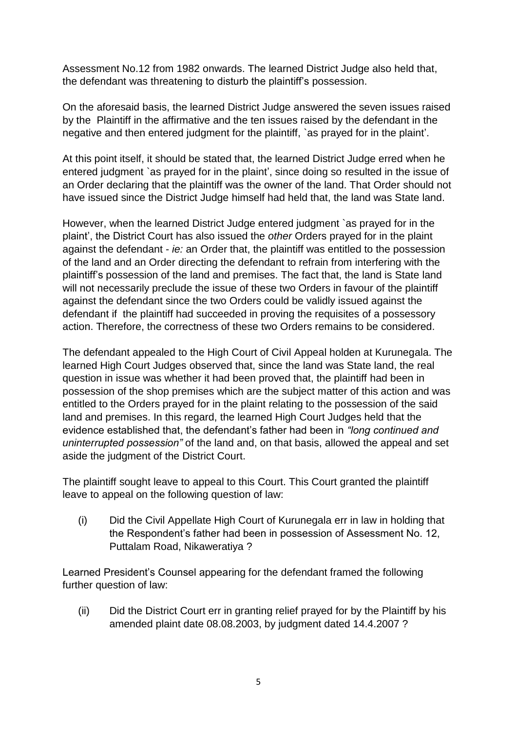Assessment No.12 from 1982 onwards. The learned District Judge also held that, the defendant was threatening to disturb the plaintiff's possession.

On the aforesaid basis, the learned District Judge answered the seven issues raised by the Plaintiff in the affirmative and the ten issues raised by the defendant in the negative and then entered judgment for the plaintiff, `as prayed for in the plaint'.

At this point itself, it should be stated that, the learned District Judge erred when he entered judgment `as prayed for in the plaint', since doing so resulted in the issue of an Order declaring that the plaintiff was the owner of the land. That Order should not have issued since the District Judge himself had held that, the land was State land.

However, when the learned District Judge entered judgment `as prayed for in the plaint', the District Court has also issued the *other* Orders prayed for in the plaint against the defendant - *ie:* an Order that, the plaintiff was entitled to the possession of the land and an Order directing the defendant to refrain from interfering with the plaintiff's possession of the land and premises. The fact that, the land is State land will not necessarily preclude the issue of these two Orders in favour of the plaintiff against the defendant since the two Orders could be validly issued against the defendant if the plaintiff had succeeded in proving the requisites of a possessory action. Therefore, the correctness of these two Orders remains to be considered.

The defendant appealed to the High Court of Civil Appeal holden at Kurunegala. The learned High Court Judges observed that, since the land was State land, the real question in issue was whether it had been proved that, the plaintiff had been in possession of the shop premises which are the subject matter of this action and was entitled to the Orders prayed for in the plaint relating to the possession of the said land and premises. In this regard, the learned High Court Judges held that the evidence established that, the defendant's father had been in *"long continued and uninterrupted possession"* of the land and, on that basis, allowed the appeal and set aside the judgment of the District Court.

The plaintiff sought leave to appeal to this Court. This Court granted the plaintiff leave to appeal on the following question of law:

(i) Did the Civil Appellate High Court of Kurunegala err in law in holding that the Respondent's father had been in possession of Assessment No. 12, Puttalam Road, Nikaweratiya ?

Learned President's Counsel appearing for the defendant framed the following further question of law:

(ii) Did the District Court err in granting relief prayed for by the Plaintiff by his amended plaint date 08.08.2003, by judgment dated 14.4.2007 ?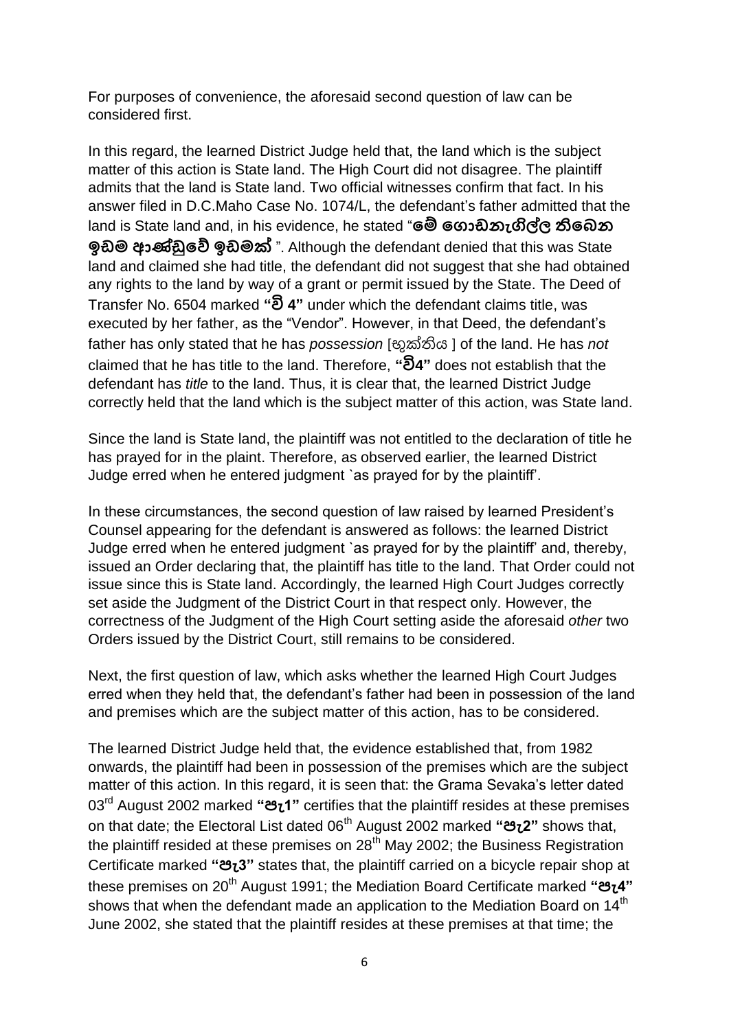For purposes of convenience, the aforesaid second question of law can be considered first.

In this regard, the learned District Judge held that, the land which is the subject matter of this action is State land. The High Court did not disagree. The plaintiff admits that the land is State land. Two official witnesses confirm that fact. In his answer filed in D.C.Maho Case No. 1074/L, the defendant's father admitted that the land is State land and, in his evidence, he stated "**මේ ගොඩනැගිල්ල තිබෙන ඉඩම ආණ්ඩුවේ ඉඩමක්** ". Although the defendant denied that this was State land and claimed she had title, the defendant did not suggest that she had obtained any rights to the land by way of a grant or permit issued by the State. The Deed of Transfer No. 6504 marked **"වි 4"** under which the defendant claims title, was executed by her father, as the "Vendor". However, in that Deed, the defendant's father has only stated that he has *possession* [භුක්තිය ] of the land. He has *not* claimed that he has title to the land. Therefore, **"වි4"** does not establish that the defendant has *title* to the land. Thus, it is clear that, the learned District Judge correctly held that the land which is the subject matter of this action, was State land.

Since the land is State land, the plaintiff was not entitled to the declaration of title he has prayed for in the plaint. Therefore, as observed earlier, the learned District Judge erred when he entered judgment `as prayed for by the plaintiff'.

In these circumstances, the second question of law raised by learned President's Counsel appearing for the defendant is answered as follows: the learned District Judge erred when he entered judgment `as prayed for by the plaintiff' and, thereby, issued an Order declaring that, the plaintiff has title to the land. That Order could not issue since this is State land. Accordingly, the learned High Court Judges correctly set aside the Judgment of the District Court in that respect only. However, the correctness of the Judgment of the High Court setting aside the aforesaid *other* two Orders issued by the District Court, still remains to be considered.

Next, the first question of law, which asks whether the learned High Court Judges erred when they held that, the defendant's father had been in possession of the land and premises which are the subject matter of this action, has to be considered.

The learned District Judge held that, the evidence established that, from 1982 onwards, the plaintiff had been in possession of the premises which are the subject matter of this action. In this regard, it is seen that: the Grama Sevaka's letter dated 03rd August 2002 marked **"පැ1"** certifies that the plaintiff resides at these premises on that date; the Electoral List dated 06th August 2002 marked **"පැ2"** shows that, the plaintiff resided at these premises on 28th May 2002; the Business Registration Certificate marked **"පැ3"** states that, the plaintiff carried on a bicycle repair shop at these premises on 20th August 1991; the Mediation Board Certificate marked **"පැ4"** shows that when the defendant made an application to the Mediation Board on 14th June 2002, she stated that the plaintiff resides at these premises at that time; the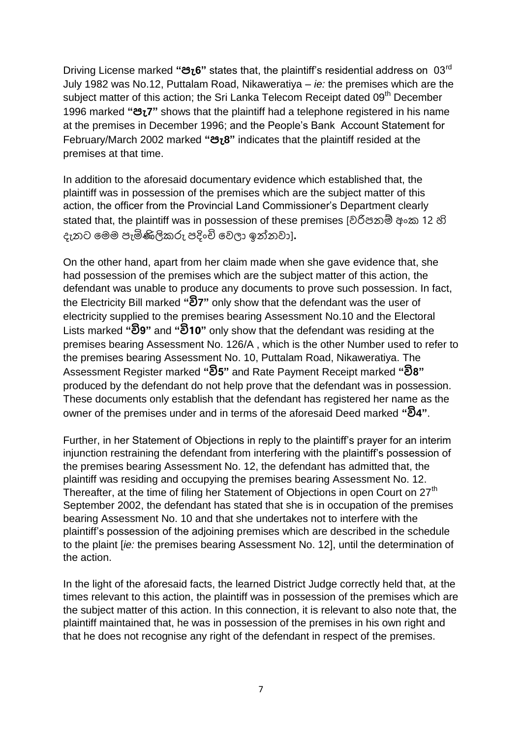Driving License marked **"පැ6"** states that, the plaintiff's residential address on 03rd July 1982 was No.12, Puttalam Road, Nikaweratiya – *ie:* the premises which are the subject matter of this action; the Sri Lanka Telecom Receipt dated 09th December 1996 marked **"පැ7"** shows that the plaintiff had a telephone registered in his name at the premises in December 1996; and the People's Bank Account Statement for February/March 2002 marked **"පැ8"** indicates that the plaintiff resided at the premises at that time.

In addition to the aforesaid documentary evidence which established that, the plaintiff was in possession of the premises which are the subject matter of this action, the officer from the Provincial Land Commissioner's Department clearly stated that, the plaintiff was in possession of these premises [වරිපනම් අංක 12 හි දැනට මෙම පැමිණිලිකරු පදිංචි වෙලා ඉන්නවා]**.**

On the other hand, apart from her claim made when she gave evidence that, she had possession of the premises which are the subject matter of this action, the defendant was unable to produce any documents to prove such possession. In fact, the Electricity Bill marked **"වි7"** only show that the defendant was the user of electricity supplied to the premises bearing Assessment No.10 and the Electoral Lists marked **"වි9"** and **"වි10"** only show that the defendant was residing at the premises bearing Assessment No. 126/A , which is the other Number used to refer to the premises bearing Assessment No. 10, Puttalam Road, Nikaweratiya. The Assessment Register marked **"වි5"** and Rate Payment Receipt marked **"වි8"** produced by the defendant do not help prove that the defendant was in possession. These documents only establish that the defendant has registered her name as the owner of the premises under and in terms of the aforesaid Deed marked **"වි4"**.

Further, in her Statement of Objections in reply to the plaintiff's prayer for an interim injunction restraining the defendant from interfering with the plaintiff's possession of the premises bearing Assessment No. 12, the defendant has admitted that, the plaintiff was residing and occupying the premises bearing Assessment No. 12. Thereafter, at the time of filing her Statement of Objections in open Court on 27th September 2002, the defendant has stated that she is in occupation of the premises bearing Assessment No. 10 and that she undertakes not to interfere with the plaintiff's possession of the adjoining premises which are described in the schedule to the plaint [*ie:* the premises bearing Assessment No. 12], until the determination of the action.

In the light of the aforesaid facts, the learned District Judge correctly held that, at the times relevant to this action, the plaintiff was in possession of the premises which are the subject matter of this action. In this connection, it is relevant to also note that, the plaintiff maintained that, he was in possession of the premises in his own right and that he does not recognise any right of the defendant in respect of the premises.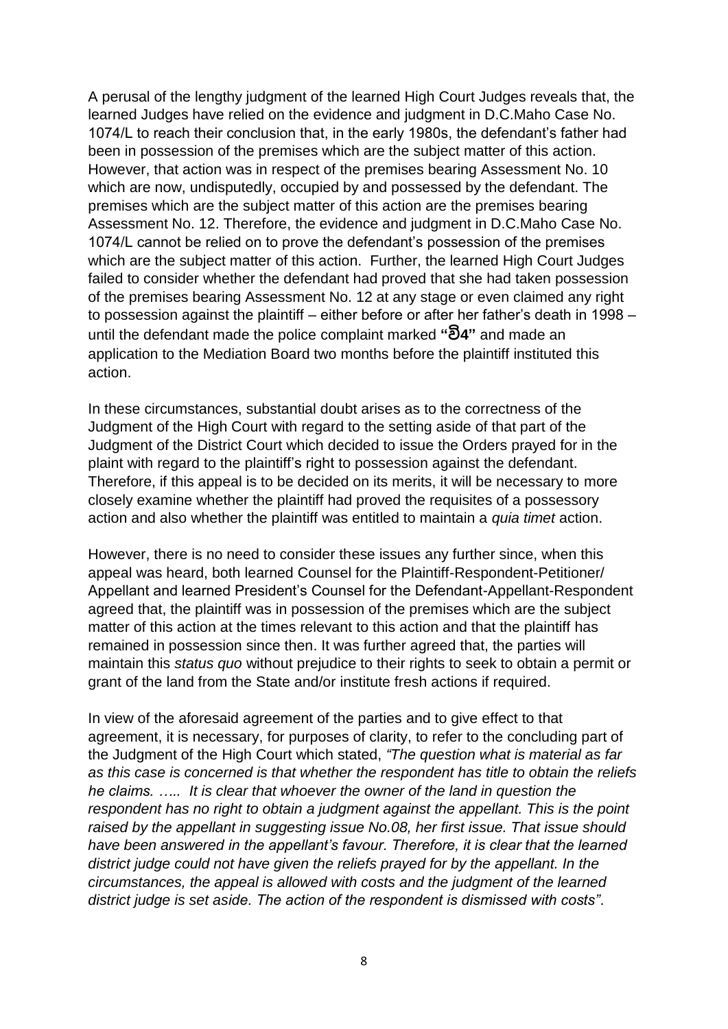A perusal of the lengthy judgment of the learned High Court Judges reveals that, the learned Judges have relied on the evidence and judgment in D.C.Maho Case No. 1074/L to reach their conclusion that, in the early 1980s, the defendant's father had been in possession of the premises which are the subject matter of this action. However, that action was in respect of the premises bearing Assessment No. 10 which are now, undisputedly, occupied by and possessed by the defendant. The premises which are the subject matter of this action are the premises bearing Assessment No. 12. Therefore, the evidence and judgment in D.C.Maho Case No. 1074/L cannot be relied on to prove the defendant's possession of the premises which are the subject matter of this action. Further, the learned High Court Judges failed to consider whether the defendant had proved that she had taken possession of the premises bearing Assessment No. 12 at any stage or even claimed any right to possession against the plaintiff – either before or after her father's death in 1998 – until the defendant made the police complaint marked **"වි4"** and made an application to the Mediation Board two months before the plaintiff instituted this action.

In these circumstances, substantial doubt arises as to the correctness of the Judgment of the High Court with regard to the setting aside of that part of the Judgment of the District Court which decided to issue the Orders prayed for in the plaint with regard to the plaintiff's right to possession against the defendant. Therefore, if this appeal is to be decided on its merits, it will be necessary to more closely examine whether the plaintiff had proved the requisites of a possessory action and also whether the plaintiff was entitled to maintain a *quia timet* action.

However, there is no need to consider these issues any further since, when this appeal was heard, both learned Counsel for the Plaintiff-Respondent-Petitioner/ Appellant and learned President's Counsel for the Defendant-Appellant-Respondent agreed that, the plaintiff was in possession of the premises which are the subject matter of this action at the times relevant to this action and that the plaintiff has remained in possession since then. It was further agreed that, the parties will maintain this *status quo* without prejudice to their rights to seek to obtain a permit or grant of the land from the State and/or institute fresh actions if required.

In view of the aforesaid agreement of the parties and to give effect to that agreement, it is necessary, for purposes of clarity, to refer to the concluding part of the Judgment of the High Court which stated, *"The question what is material as far as this case is concerned is that whether the respondent has title to obtain the reliefs he claims. ….. It is clear that whoever the owner of the land in question the respondent has no right to obtain a judgment against the appellant. This is the point raised by the appellant in suggesting issue No.08, her first issue. That issue should have been answered in the appellant's favour. Therefore, it is clear that the learned district judge could not have given the reliefs prayed for by the appellant. In the circumstances, the appeal is allowed with costs and the judgment of the learned district judge is set aside. The action of the respondent is dismissed with costs"*.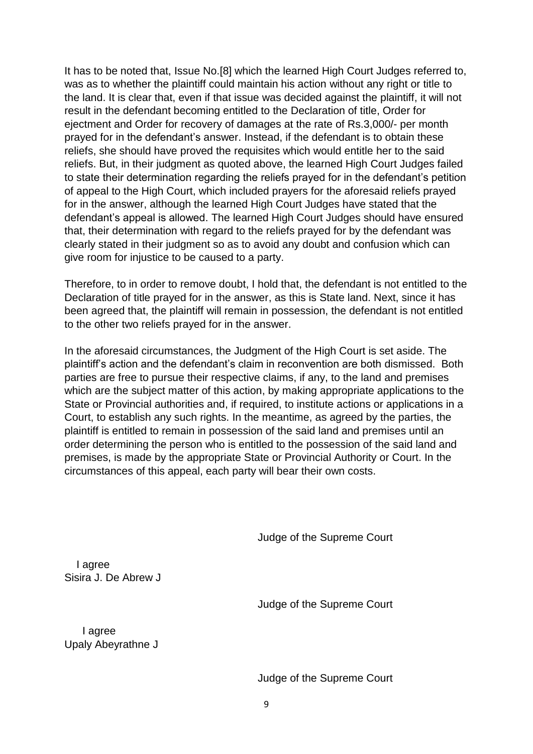It has to be noted that, Issue No.[8] which the learned High Court Judges referred to, was as to whether the plaintiff could maintain his action without any right or title to the land. It is clear that, even if that issue was decided against the plaintiff, it will not result in the defendant becoming entitled to the Declaration of title, Order for ejectment and Order for recovery of damages at the rate of Rs.3,000/- per month prayed for in the defendant's answer. Instead, if the defendant is to obtain these reliefs, she should have proved the requisites which would entitle her to the said reliefs. But, in their judgment as quoted above, the learned High Court Judges failed to state their determination regarding the reliefs prayed for in the defendant's petition of appeal to the High Court, which included prayers for the aforesaid reliefs prayed for in the answer, although the learned High Court Judges have stated that the defendant's appeal is allowed. The learned High Court Judges should have ensured that, their determination with regard to the reliefs prayed for by the defendant was clearly stated in their judgment so as to avoid any doubt and confusion which can give room for injustice to be caused to a party.

Therefore, to in order to remove doubt, I hold that, the defendant is not entitled to the Declaration of title prayed for in the answer, as this is State land. Next, since it has been agreed that, the plaintiff will remain in possession, the defendant is not entitled to the other two reliefs prayed for in the answer.

In the aforesaid circumstances, the Judgment of the High Court is set aside. The plaintiff's action and the defendant's claim in reconvention are both dismissed. Both parties are free to pursue their respective claims, if any, to the land and premises which are the subject matter of this action, by making appropriate applications to the State or Provincial authorities and, if required, to institute actions or applications in a Court, to establish any such rights. In the meantime, as agreed by the parties, the plaintiff is entitled to remain in possession of the said land and premises until an order determining the person who is entitled to the possession of the said land and premises, is made by the appropriate State or Provincial Authority or Court. In the circumstances of this appeal, each party will bear their own costs.

Judge of the Supreme Court

I agree
Sisira J. De Abrew J

Judge of the Supreme Court

I agree
Upaly Abeyrathne J

Judge of the Supreme Court